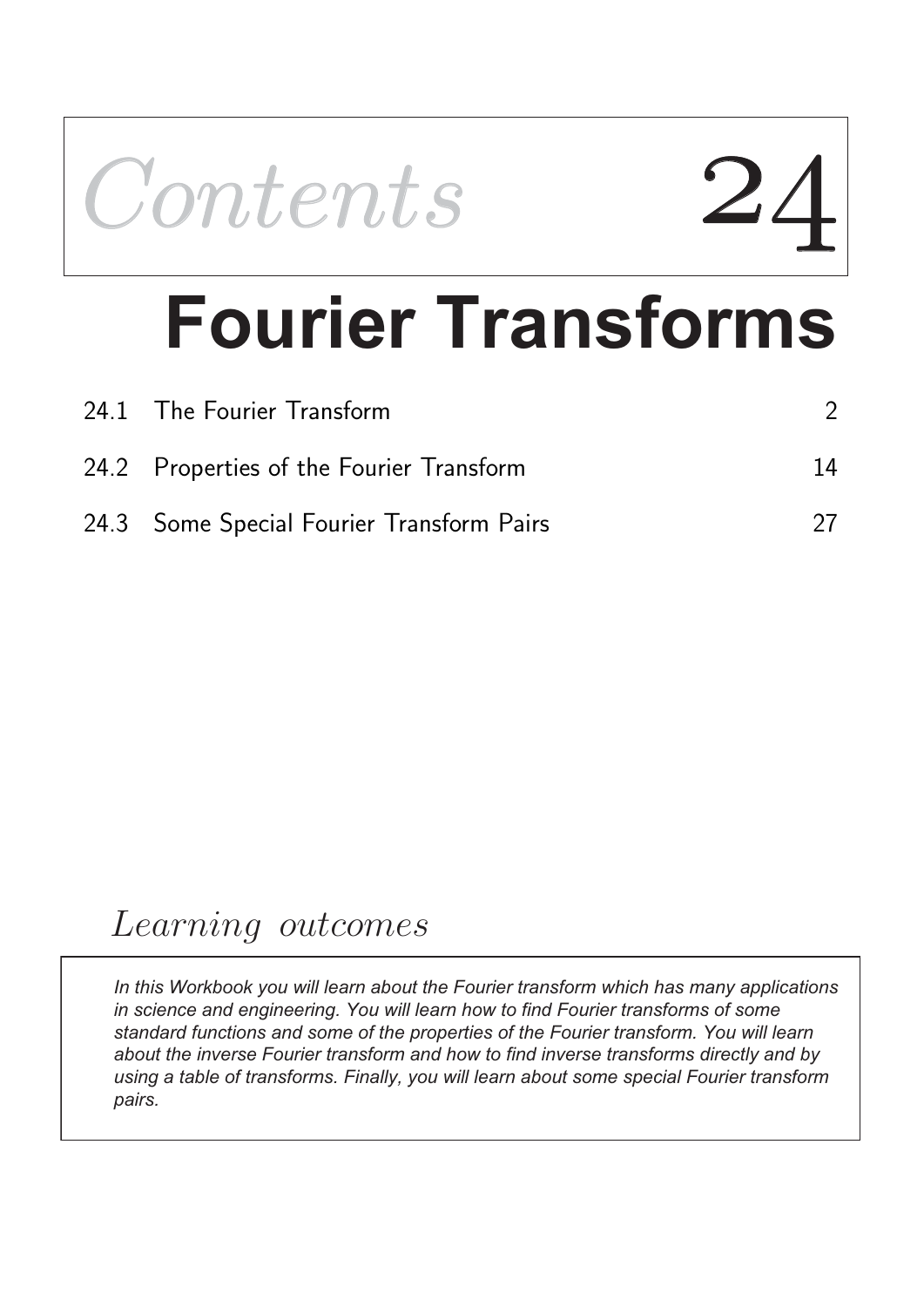# *Contents* 24

# Fourier Transforms

| | | |
|---|---|---|
| 24.1 | The Fourier Transform | 2 |
| 24.2 | Properties of the Fourier Transform | 14 |
| 24.3 | Some Special Fourier Transform Pairs | 27 |

## *Learning outcomes*

*In this Workbook you will learn about the Fourier transform which has many applications in science and engineering. You will learn how to find Fourier transforms of some standard functions and some of the properties of the Fourier transform. You will learn about the inverse Fourier transform and how to find inverse transforms directly and by using a table of transforms. Finally, you will learn about some special Fourier transform pairs.*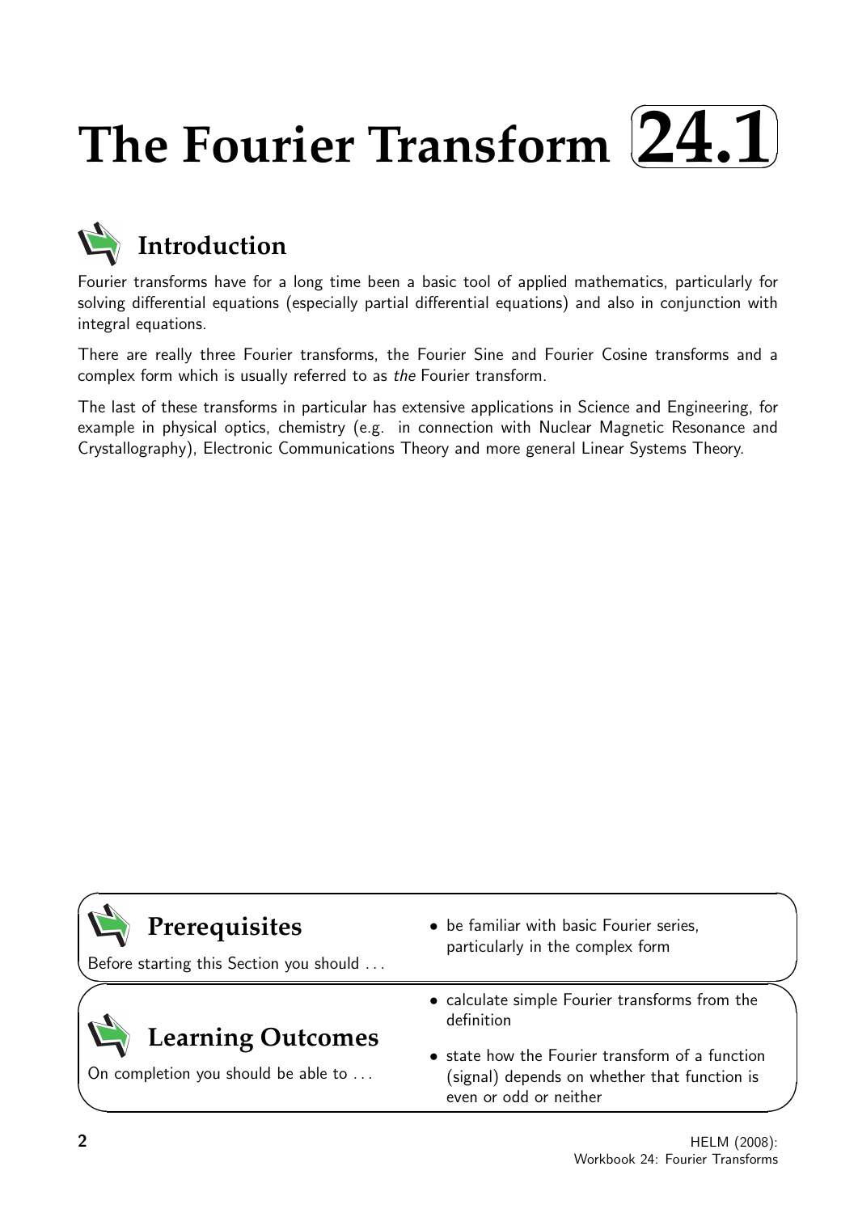# The Fourier Transform 24.1

## Introduction

Fourier transforms have for a long time been a basic tool of applied mathematics, particularly for solving differential equations (especially partial differential equations) and also in conjunction with integral equations.

There are really three Fourier transforms, the Fourier Sine and Fourier Cosine transforms and a complex form which is usually referred to as *the* Fourier transform.

The last of these transforms in particular has extensive applications in Science and Engineering, for example in physical optics, chemistry (e.g. in connection with Nuclear Magnetic Resonance and Crystallography), Electronic Communications Theory and more general Linear Systems Theory.

## Prerequisites

Before starting this Section you should ...

- be familiar with basic Fourier series, particularly in the complex form

## Learning Outcomes

On completion you should be able to ...

- calculate simple Fourier transforms from the definition
- state how the Fourier transform of a function (signal) depends on whether that function is even or odd or neither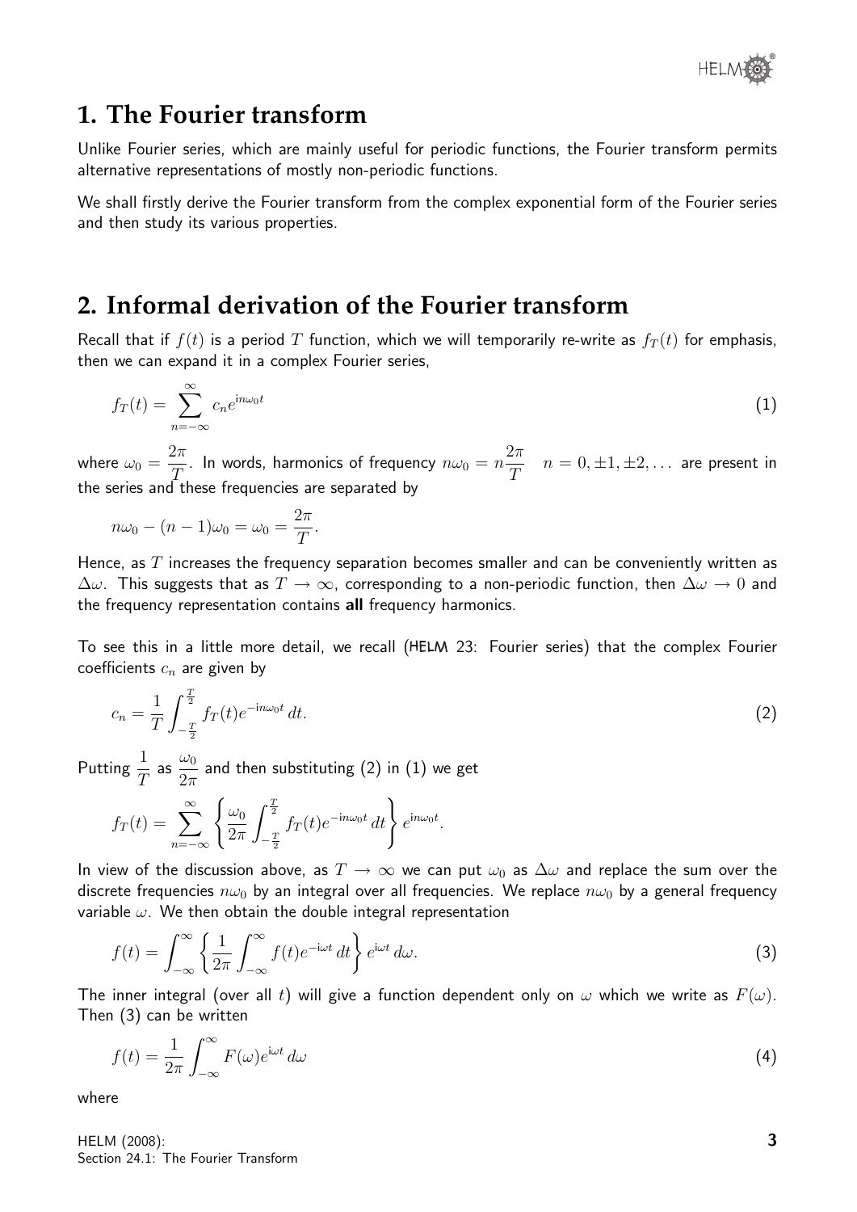## 1. The Fourier transform

Unlike Fourier series, which are mainly useful for periodic functions, the Fourier transform permits alternative representations of mostly non-periodic functions.

We shall firstly derive the Fourier transform from the complex exponential form of the Fourier series and then study its various properties.

## 2. Informal derivation of the Fourier transform

Recall that if $f(t)$ is a period $T$ function, which we will temporarily re-write as $f_T(t)$ for emphasis, then we can expand it in a complex Fourier series,

$$f_T(t) = \sum_{n=-\infty}^{\infty} c_n e^{\mathrm{i}n\omega_0 t} \tag{1}$$

where $\omega_0 = \dfrac{2\pi}{T}$. In words, harmonics of frequency $n\omega_0 = n\dfrac{2\pi}{T} \quad n = 0, \pm 1, \pm 2, \ldots$ are present in the series and these frequencies are separated by

$$n\omega_0 - (n-1)\omega_0 = \omega_0 = \frac{2\pi}{T}.$$

Hence, as $T$ increases the frequency separation becomes smaller and can be conveniently written as $\Delta\omega$. This suggests that as $T \to \infty$, corresponding to a non-periodic function, then $\Delta\omega \to 0$ and the frequency representation contains **all** frequency harmonics.

To see this in a little more detail, we recall (HELM 23: Fourier series) that the complex Fourier coefficients $c_n$ are given by

$$c_n = \frac{1}{T}\int_{-\frac{T}{2}}^{\frac{T}{2}} f_T(t)e^{-\mathrm{i}n\omega_0 t}\,dt. \tag{2}$$

Putting $\dfrac{1}{T}$ as $\dfrac{\omega_0}{2\pi}$ and then substituting (2) in (1) we get

$$f_T(t) = \sum_{n=-\infty}^{\infty} \left\{ \frac{\omega_0}{2\pi}\int_{-\frac{T}{2}}^{\frac{T}{2}} f_T(t)e^{-\mathrm{i}n\omega_0 t}\,dt \right\} e^{\mathrm{i}n\omega_0 t}.$$

In view of the discussion above, as $T \to \infty$ we can put $\omega_0$ as $\Delta\omega$ and replace the sum over the discrete frequencies $n\omega_0$ by an integral over all frequencies. We replace $n\omega_0$ by a general frequency variable $\omega$. We then obtain the double integral representation

$$f(t) = \int_{-\infty}^{\infty} \left\{ \frac{1}{2\pi}\int_{-\infty}^{\infty} f(t)e^{-\mathrm{i}\omega t}\,dt \right\} e^{\mathrm{i}\omega t}\,d\omega. \tag{3}$$

The inner integral (over all $t$) will give a function dependent only on $\omega$ which we write as $F(\omega)$. Then (3) can be written

$$f(t) = \frac{1}{2\pi}\int_{-\infty}^{\infty} F(\omega)e^{\mathrm{i}\omega t}\,d\omega \tag{4}$$

where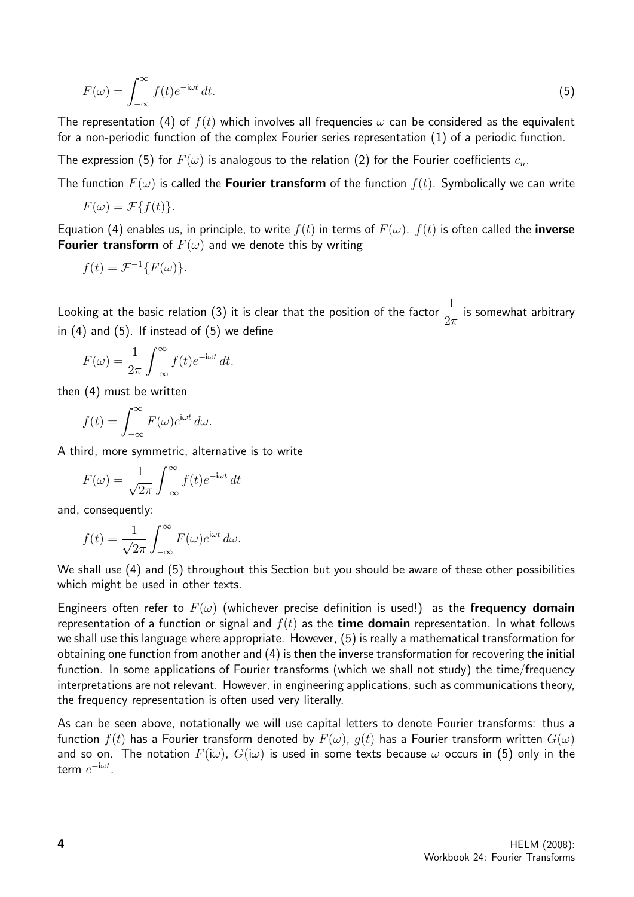$$F(\omega) = \int_{-\infty}^{\infty} f(t) e^{-\mathrm{i}\omega t}\, dt. \tag{5}$$

The representation (4) of $f(t)$ which involves all frequencies $\omega$ can be considered as the equivalent for a non-periodic function of the complex Fourier series representation (1) of a periodic function.

The expression (5) for $F(\omega)$ is analogous to the relation (2) for the Fourier coefficients $c_n$.

The function $F(\omega)$ is called the **Fourier transform** of the function $f(t)$. Symbolically we can write

$$F(\omega) = \mathcal{F}\{f(t)\}.$$

Equation (4) enables us, in principle, to write $f(t)$ in terms of $F(\omega)$. $f(t)$ is often called the **inverse Fourier transform** of $F(\omega)$ and we denote this by writing

$$f(t) = \mathcal{F}^{-1}\{F(\omega)\}.$$

Looking at the basic relation (3) it is clear that the position of the factor $\dfrac{1}{2\pi}$ is somewhat arbitrary in (4) and (5). If instead of (5) we define

$$F(\omega) = \frac{1}{2\pi} \int_{-\infty}^{\infty} f(t) e^{-\mathrm{i}\omega t}\, dt.$$

then (4) must be written

$$f(t) = \int_{-\infty}^{\infty} F(\omega) e^{\mathrm{i}\omega t}\, d\omega.$$

A third, more symmetric, alternative is to write

$$F(\omega) = \frac{1}{\sqrt{2\pi}} \int_{-\infty}^{\infty} f(t) e^{-\mathrm{i}\omega t}\, dt$$

and, consequently:

$$f(t) = \frac{1}{\sqrt{2\pi}} \int_{-\infty}^{\infty} F(\omega) e^{\mathrm{i}\omega t}\, d\omega.$$

We shall use (4) and (5) throughout this Section but you should be aware of these other possibilities which might be used in other texts.

Engineers often refer to $F(\omega)$ (whichever precise definition is used!) as the **frequency domain** representation of a function or signal and $f(t)$ as the **time domain** representation. In what follows we shall use this language where appropriate. However, (5) is really a mathematical transformation for obtaining one function from another and (4) is then the inverse transformation for recovering the initial function. In some applications of Fourier transforms (which we shall not study) the time/frequency interpretations are not relevant. However, in engineering applications, such as communications theory, the frequency representation is often used very literally.

As can be seen above, notationally we will use capital letters to denote Fourier transforms: thus a function $f(t)$ has a Fourier transform denoted by $F(\omega)$, $g(t)$ has a Fourier transform written $G(\omega)$ and so on. The notation $F(\mathrm{i}\omega)$, $G(\mathrm{i}\omega)$ is used in some texts because $\omega$ occurs in (5) only in the term $e^{-\mathrm{i}\omega t}$.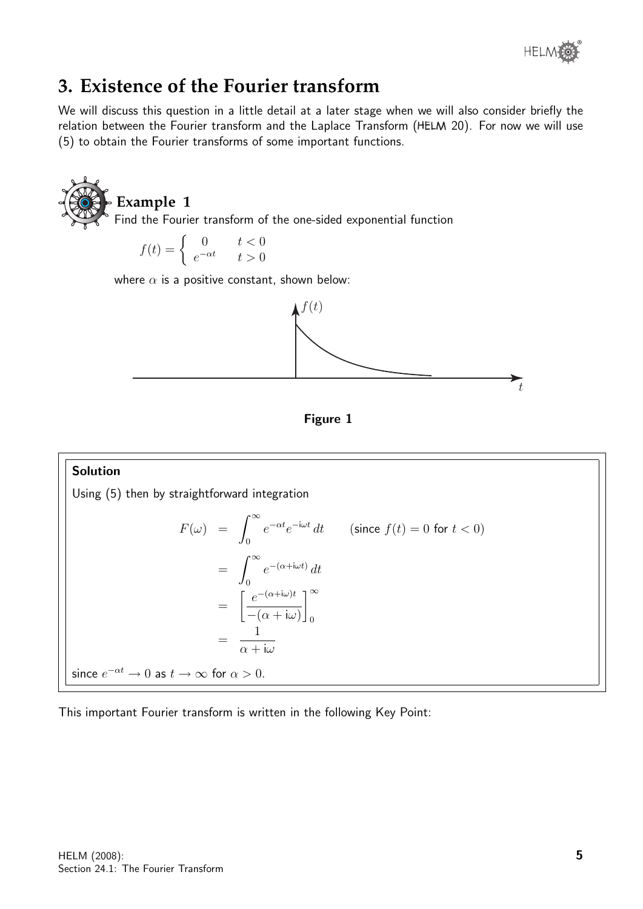## 3. Existence of the Fourier transform

We will discuss this question in a little detail at a later stage when we will also consider briefly the relation between the Fourier transform and the Laplace Transform (HELM 20). For now we will use (5) to obtain the Fourier transforms of some important functions.

### Example 1

Find the Fourier transform of the one-sided exponential function

$$f(t) = \begin{cases} 0 & t < 0 \\ e^{-\alpha t} & t > 0 \end{cases}$$

where $\alpha$ is a positive constant, shown below:

**Figure 1**

**Solution**

Using (5) then by straightforward integration

$$\begin{aligned} F(\omega) &= \int_0^\infty e^{-\alpha t} e^{-\mathrm{i}\omega t}\,dt \qquad (\text{since } f(t) = 0 \text{ for } t < 0) \\ &= \int_0^\infty e^{-(\alpha + \mathrm{i}\omega t)}\,dt \\ &= \left[\frac{e^{-(\alpha+\mathrm{i}\omega)t}}{-(\alpha+\mathrm{i}\omega)}\right]_0^\infty \\ &= \frac{1}{\alpha + \mathrm{i}\omega} \end{aligned}$$

since $e^{-\alpha t} \to 0$ as $t \to \infty$ for $\alpha > 0$.

This important Fourier transform is written in the following Key Point: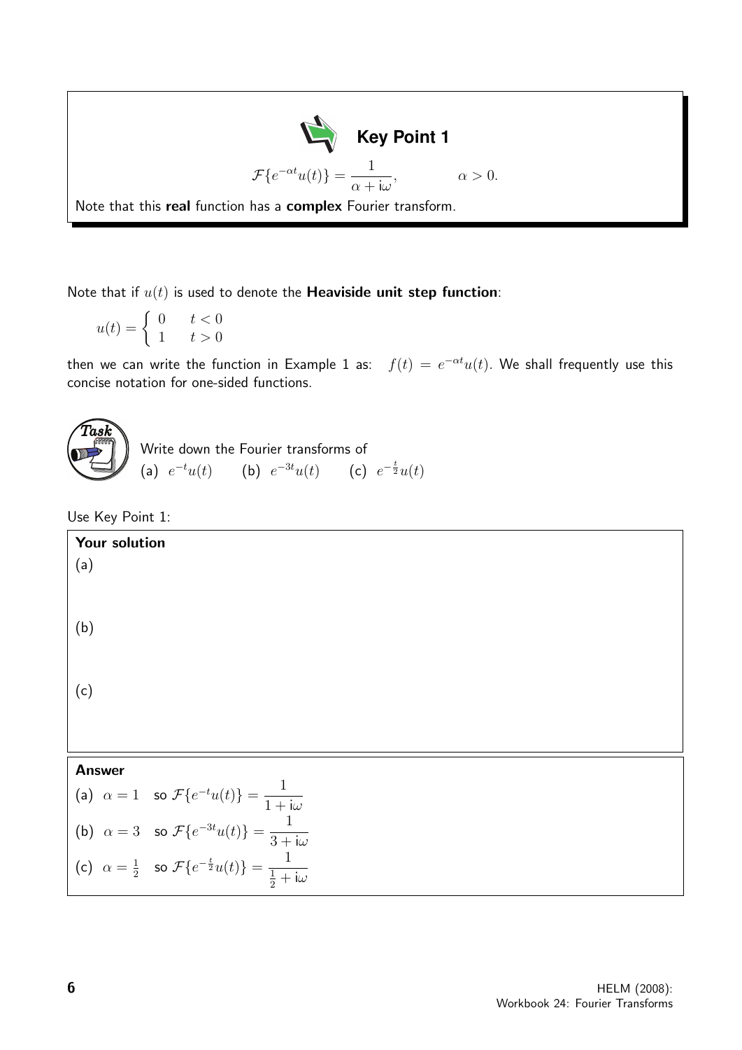**Key Point 1**

$$\mathcal{F}\{e^{-\alpha t}u(t)\} = \frac{1}{\alpha + \mathrm{i}\omega}, \qquad \alpha > 0.$$

Note that this **real** function has a **complex** Fourier transform.

Note that if $u(t)$ is used to denote the **Heaviside unit step function**:

$$u(t) = \begin{cases} 0 & t < 0 \\ 1 & t > 0 \end{cases}$$

then we can write the function in Example 1 as: $f(t) = e^{-\alpha t}u(t)$. We shall frequently use this concise notation for one-sided functions.

**Task**

Write down the Fourier transforms of

(a) $e^{-t}u(t)$ (b) $e^{-3t}u(t)$ (c) $e^{-\frac{t}{2}}u(t)$

Use Key Point 1:

**Your solution**

(a)

(b)

(c)

**Answer**

(a) $\alpha = 1$ so $\mathcal{F}\{e^{-t}u(t)\} = \dfrac{1}{1 + \mathrm{i}\omega}$

(b) $\alpha = 3$ so $\mathcal{F}\{e^{-3t}u(t)\} = \dfrac{1}{3 + \mathrm{i}\omega}$

(c) $\alpha = \frac{1}{2}$ so $\mathcal{F}\{e^{-\frac{t}{2}}u(t)\} = \dfrac{1}{\frac{1}{2} + \mathrm{i}\omega}$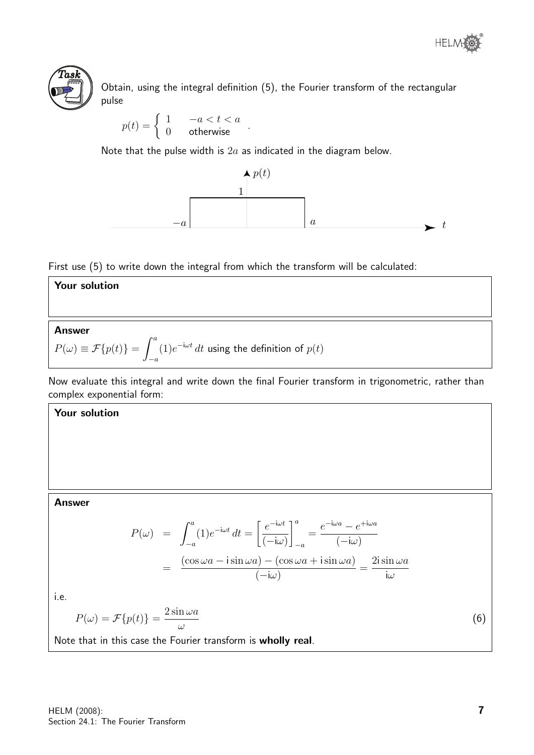**Task**

Obtain, using the integral definition (5), the Fourier transform of the rectangular pulse

$$p(t) = \begin{cases} 1 & -a < t < a \\ 0 & \text{otherwise} \end{cases}.$$

Note that the pulse width is $2a$ as indicated in the diagram below.

First use (5) to write down the integral from which the transform will be calculated:

**Your solution**

**Answer**

$P(\omega) \equiv \mathcal{F}\{p(t)\} = \displaystyle\int_{-a}^{a} (1) e^{-\mathrm{i}\omega t}\, dt$ using the definition of $p(t)$

Now evaluate this integral and write down the final Fourier transform in trigonometric, rather than complex exponential form:

**Your solution**

**Answer**

$$\begin{aligned} P(\omega) &= \int_{-a}^{a} (1) e^{-\mathrm{i}\omega t}\, dt = \left[ \frac{e^{-\mathrm{i}\omega t}}{(-\mathrm{i}\omega)} \right]_{-a}^{a} = \frac{e^{-\mathrm{i}\omega a} - e^{+\mathrm{i}\omega a}}{(-\mathrm{i}\omega)} \\ &= \frac{(\cos \omega a - \mathrm{i} \sin \omega a) - (\cos \omega a + \mathrm{i} \sin \omega a)}{(-\mathrm{i}\omega)} = \frac{2\mathrm{i} \sin \omega a}{\mathrm{i}\omega} \end{aligned}$$

i.e.

$$P(\omega) = \mathcal{F}\{p(t)\} = \frac{2 \sin \omega a}{\omega} \qquad (6)$$

Note that in this case the Fourier transform is **wholly real**.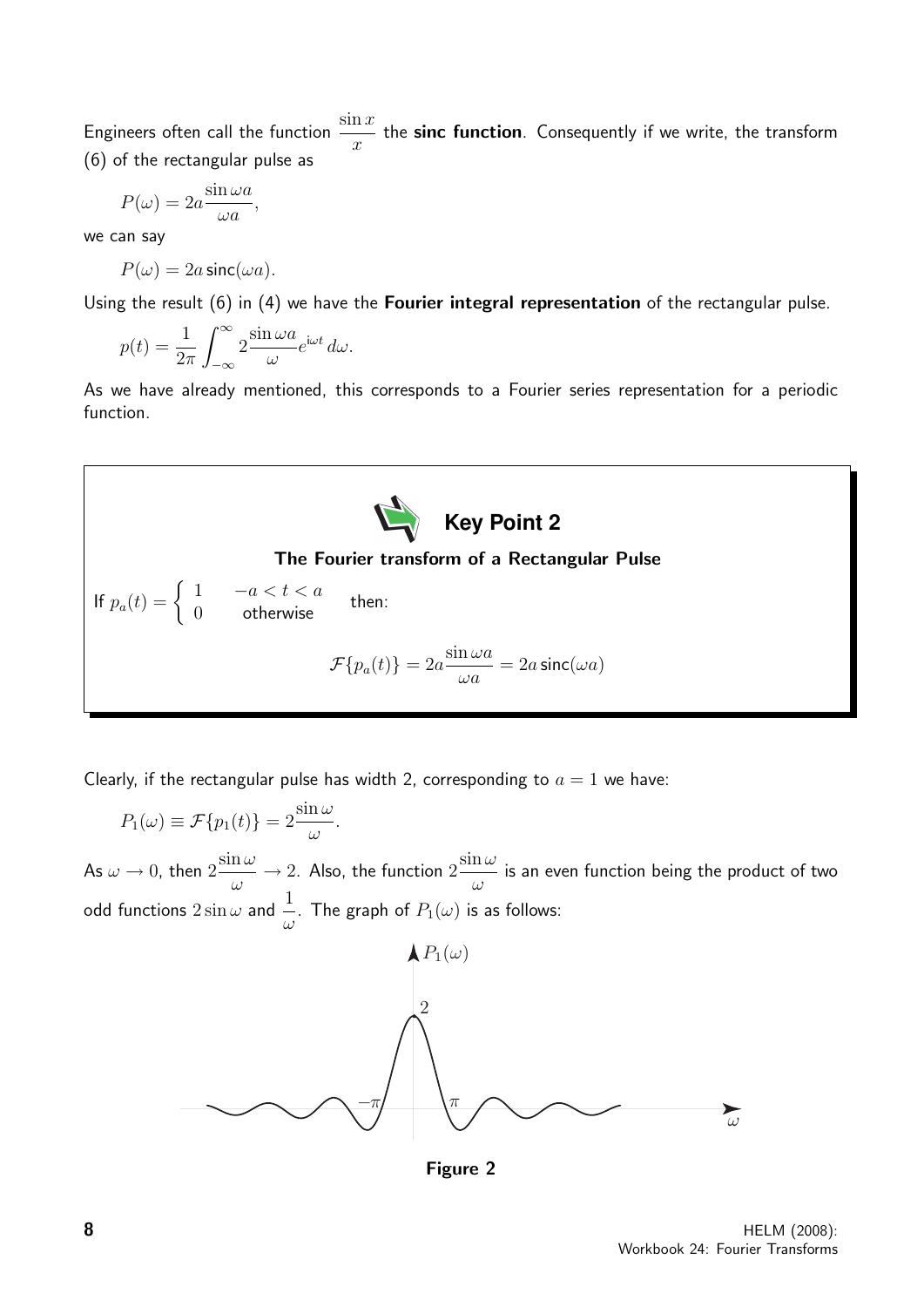Engineers often call the function $\dfrac{\sin x}{x}$ the **sinc function**. Consequently if we write, the transform (6) of the rectangular pulse as

$$P(\omega) = 2a\frac{\sin \omega a}{\omega a},$$

we can say

$$P(\omega) = 2a\,\mathsf{sinc}(\omega a).$$

Using the result (6) in (4) we have the **Fourier integral representation** of the rectangular pulse.

$$p(t) = \frac{1}{2\pi}\int_{-\infty}^{\infty} 2\frac{\sin \omega a}{\omega} e^{\mathrm{i}\omega t}\, d\omega.$$

As we have already mentioned, this corresponds to a Fourier series representation for a periodic function.

**Key Point 2**

**The Fourier transform of a Rectangular Pulse**

If $p_a(t) = \begin{cases} 1 & -a < t < a \\ 0 & \text{otherwise} \end{cases}$ then:

$$\mathcal{F}\{p_a(t)\} = 2a\frac{\sin \omega a}{\omega a} = 2a\,\mathsf{sinc}(\omega a)$$

Clearly, if the rectangular pulse has width 2, corresponding to $a = 1$ we have:

$$P_1(\omega) \equiv \mathcal{F}\{p_1(t)\} = 2\frac{\sin \omega}{\omega}.$$

As $\omega \to 0$, then $2\dfrac{\sin \omega}{\omega} \to 2$. Also, the function $2\dfrac{\sin \omega}{\omega}$ is an even function being the product of two odd functions $2\sin \omega$ and $\dfrac{1}{\omega}$. The graph of $P_1(\omega)$ is as follows:

**Figure 2**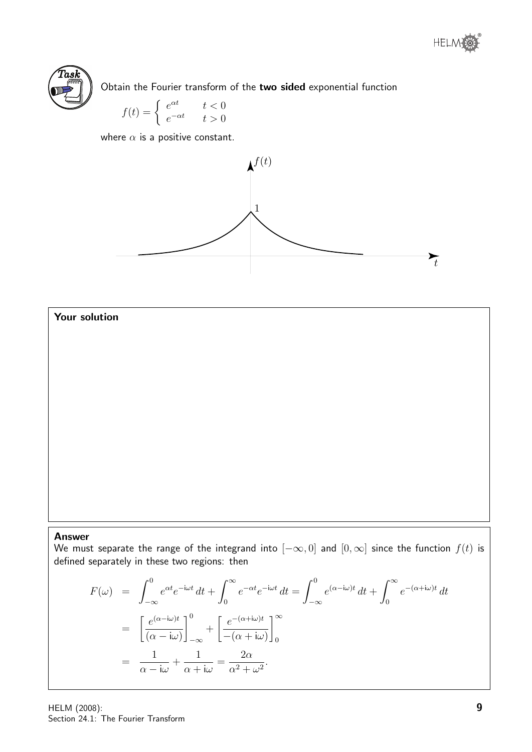**Task**

Obtain the Fourier transform of the **two sided** exponential function

$$f(t) = \begin{cases} e^{\alpha t} & t < 0 \\ e^{-\alpha t} & t > 0 \end{cases}$$

where $\alpha$ is a positive constant.

**Your solution**

**Answer**

We must separate the range of the integrand into $[-\infty, 0]$ and $[0, \infty]$ since the function $f(t)$ is defined separately in these two regions: then

$$\begin{aligned}
F(\omega) &= \int_{-\infty}^{0} e^{\alpha t} e^{-\mathrm{i}\omega t}\, dt + \int_{0}^{\infty} e^{-\alpha t} e^{-\mathrm{i}\omega t}\, dt = \int_{-\infty}^{0} e^{(\alpha - \mathrm{i}\omega)t}\, dt + \int_{0}^{\infty} e^{-(\alpha + \mathrm{i}\omega)t}\, dt \\
&= \left[ \frac{e^{(\alpha - \mathrm{i}\omega)t}}{(\alpha - \mathrm{i}\omega)} \right]_{-\infty}^{0} + \left[ \frac{e^{-(\alpha + \mathrm{i}\omega)t}}{-(\alpha + \mathrm{i}\omega)} \right]_{0}^{\infty} \\
&= \frac{1}{\alpha - \mathrm{i}\omega} + \frac{1}{\alpha + \mathrm{i}\omega} = \frac{2\alpha}{\alpha^2 + \omega^2}.
\end{aligned}$$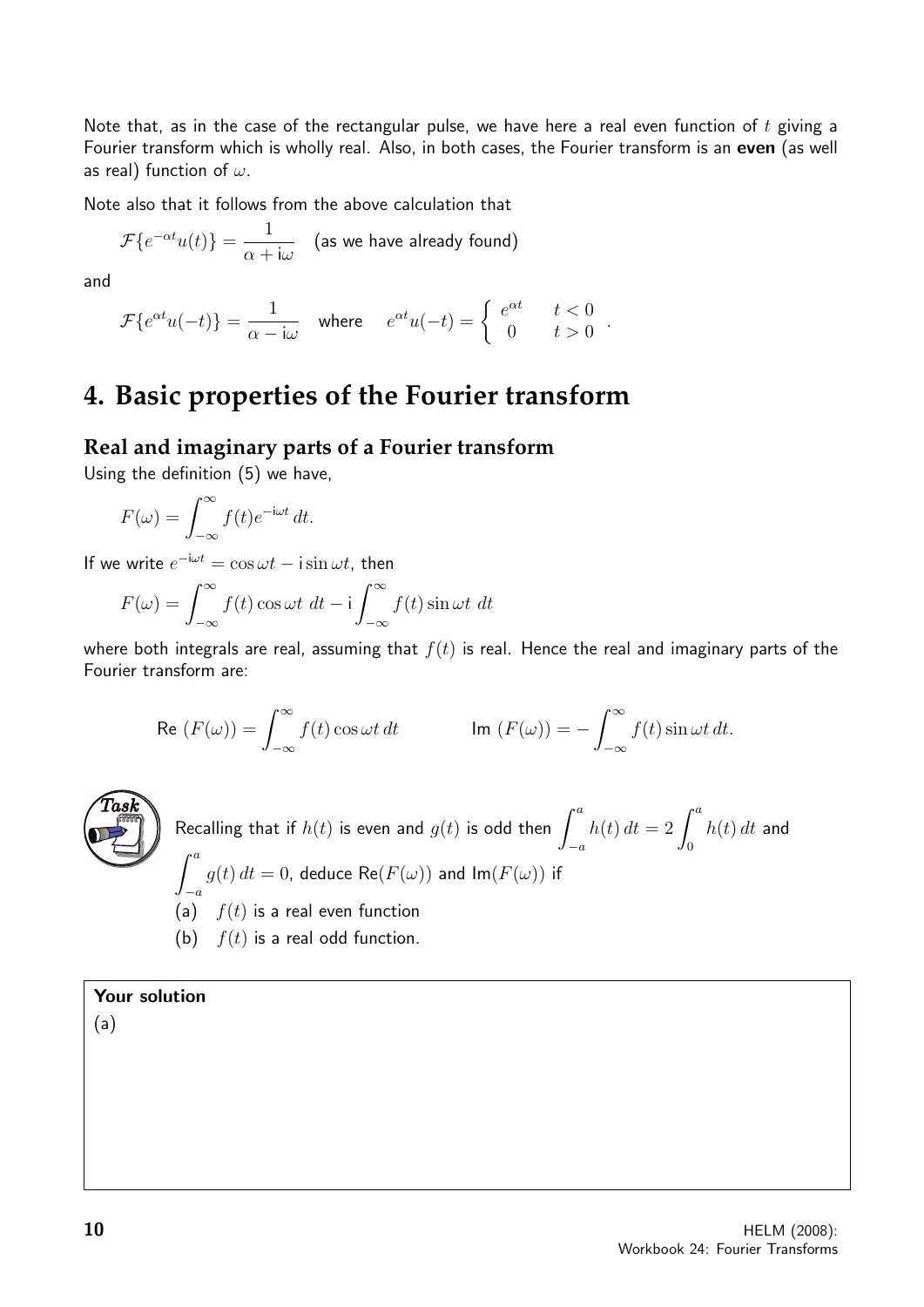Note that, as in the case of the rectangular pulse, we have here a real even function of $t$ giving a Fourier transform which is wholly real. Also, in both cases, the Fourier transform is an **even** (as well as real) function of $\omega$.

Note also that it follows from the above calculation that

$$\mathcal{F}\{e^{-\alpha t}u(t)\} = \frac{1}{\alpha + \mathrm{i}\omega} \quad \text{(as we have already found)}$$

and

$$\mathcal{F}\{e^{\alpha t}u(-t)\} = \frac{1}{\alpha - \mathrm{i}\omega} \quad \text{where} \quad e^{\alpha t}u(-t) = \begin{cases} e^{\alpha t} & t < 0 \\ 0 & t > 0 \end{cases}.$$

# 4. Basic properties of the Fourier transform

## Real and imaginary parts of a Fourier transform

Using the definition (5) we have,

$$F(\omega) = \int_{-\infty}^{\infty} f(t)e^{-\mathrm{i}\omega t}\,dt.$$

If we write $e^{-\mathrm{i}\omega t} = \cos\omega t - \mathrm{i}\sin\omega t$, then

$$F(\omega) = \int_{-\infty}^{\infty} f(t)\cos\omega t\ dt - \mathrm{i}\int_{-\infty}^{\infty} f(t)\sin\omega t\ dt$$

where both integrals are real, assuming that $f(t)$ is real. Hence the real and imaginary parts of the Fourier transform are:

$$\text{Re}\ (F(\omega)) = \int_{-\infty}^{\infty} f(t)\cos\omega t\,dt \qquad\qquad \text{Im}\ (F(\omega)) = -\int_{-\infty}^{\infty} f(t)\sin\omega t\,dt.$$

**Task**

Recalling that if $h(t)$ is even and $g(t)$ is odd then $\displaystyle\int_{-a}^{a} h(t)\,dt = 2\int_{0}^{a} h(t)\,dt$ and $\displaystyle\int_{-a}^{a} g(t)\,dt = 0$, deduce $\text{Re}(F(\omega))$ and $\text{Im}(F(\omega))$ if

(a) $f(t)$ is a real even function

(b) $f(t)$ is a real odd function.

**Your solution**

(a)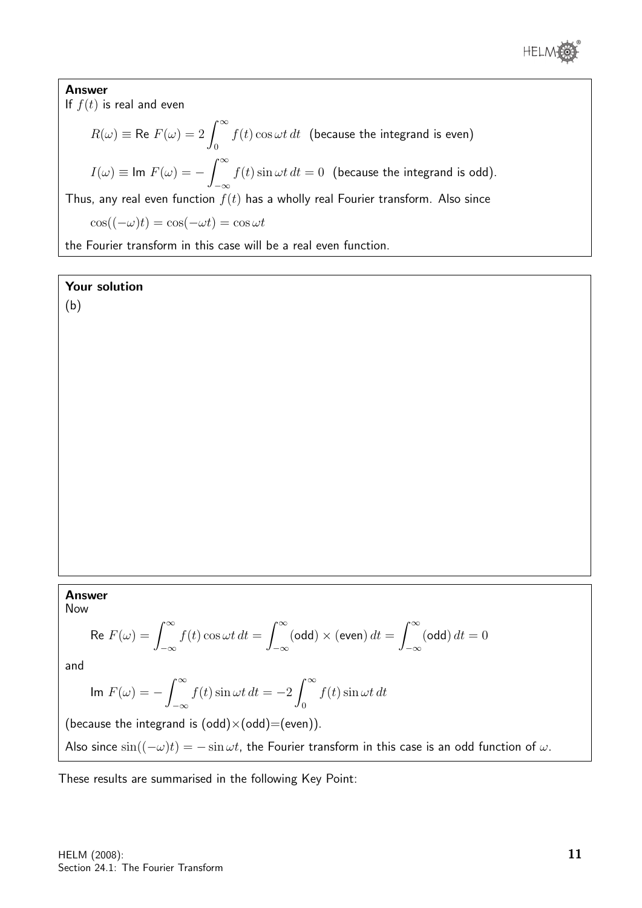**Answer**

If $f(t)$ is real and even

$$R(\omega) \equiv \text{Re } F(\omega) = 2\int_0^\infty f(t)\cos\omega t\,dt \quad \text{(because the integrand is even)}$$

$$I(\omega) \equiv \text{Im } F(\omega) = -\int_{-\infty}^{\infty} f(t)\sin\omega t\,dt = 0 \quad \text{(because the integrand is odd).}$$

Thus, any real even function $f(t)$ has a wholly real Fourier transform. Also since

$$\cos((-\omega)t) = \cos(-\omega t) = \cos\omega t$$

the Fourier transform in this case will be a real even function.

**Your solution**

(b)

**Answer**

Now

$$\text{Re } F(\omega) = \int_{-\infty}^{\infty} f(t)\cos\omega t\,dt = \int_{-\infty}^{\infty}(\text{odd})\times(\text{even})\,dt = \int_{-\infty}^{\infty}(\text{odd})\,dt = 0$$

and

$$\text{Im } F(\omega) = -\int_{-\infty}^{\infty} f(t)\sin\omega t\,dt = -2\int_0^\infty f(t)\sin\omega t\,dt$$

(because the integrand is (odd)×(odd)=(even)).

Also since $\sin((-\omega)t) = -\sin\omega t$, the Fourier transform in this case is an odd function of $\omega$.

These results are summarised in the following Key Point: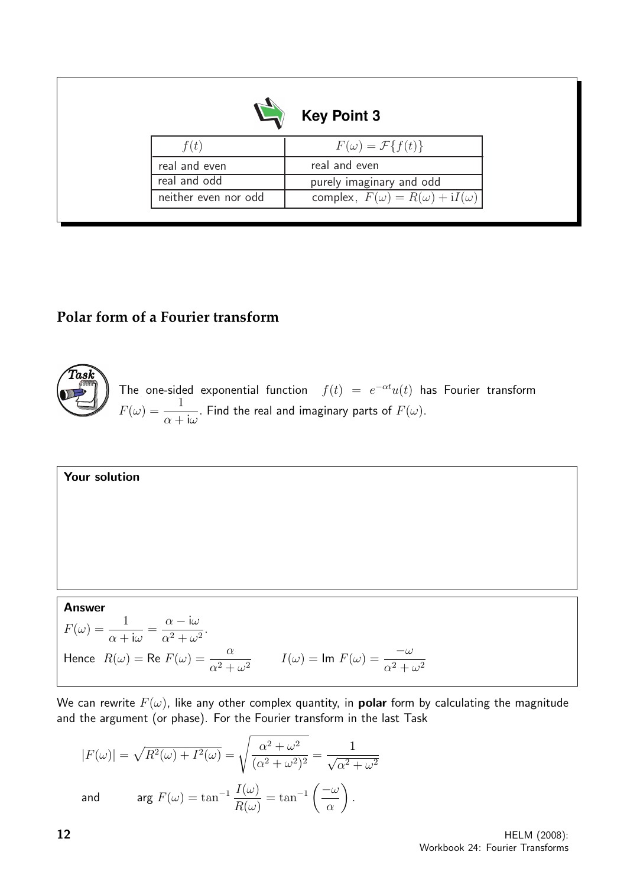## Key Point 3

| $f(t)$ | $F(\omega) = \mathcal{F}\{f(t)\}$ |
|---|---|
| real and even | real and even |
| real and odd | purely imaginary and odd |
| neither even nor odd | complex, $F(\omega) = R(\omega) + \mathrm{i}I(\omega)$ |

## Polar form of a Fourier transform

**Task**

The one-sided exponential function $f(t) = e^{-\alpha t}u(t)$ has Fourier transform $F(\omega) = \dfrac{1}{\alpha + \mathrm{i}\omega}$. Find the real and imaginary parts of $F(\omega)$.

**Your solution**

**Answer**

$F(\omega) = \dfrac{1}{\alpha + \mathrm{i}\omega} = \dfrac{\alpha - \mathrm{i}\omega}{\alpha^2 + \omega^2}$.

Hence $R(\omega) = \text{Re } F(\omega) = \dfrac{\alpha}{\alpha^2 + \omega^2}$ $\qquad I(\omega) = \text{Im } F(\omega) = \dfrac{-\omega}{\alpha^2 + \omega^2}$

We can rewrite $F(\omega)$, like any other complex quantity, in **polar** form by calculating the magnitude and the argument (or phase). For the Fourier transform in the last Task

$$|F(\omega)| = \sqrt{R^2(\omega) + I^2(\omega)} = \sqrt{\frac{\alpha^2 + \omega^2}{(\alpha^2 + \omega^2)^2}} = \frac{1}{\sqrt{\alpha^2 + \omega^2}}$$

and

$$\arg F(\omega) = \tan^{-1}\frac{I(\omega)}{R(\omega)} = \tan^{-1}\left(\frac{-\omega}{\alpha}\right).$$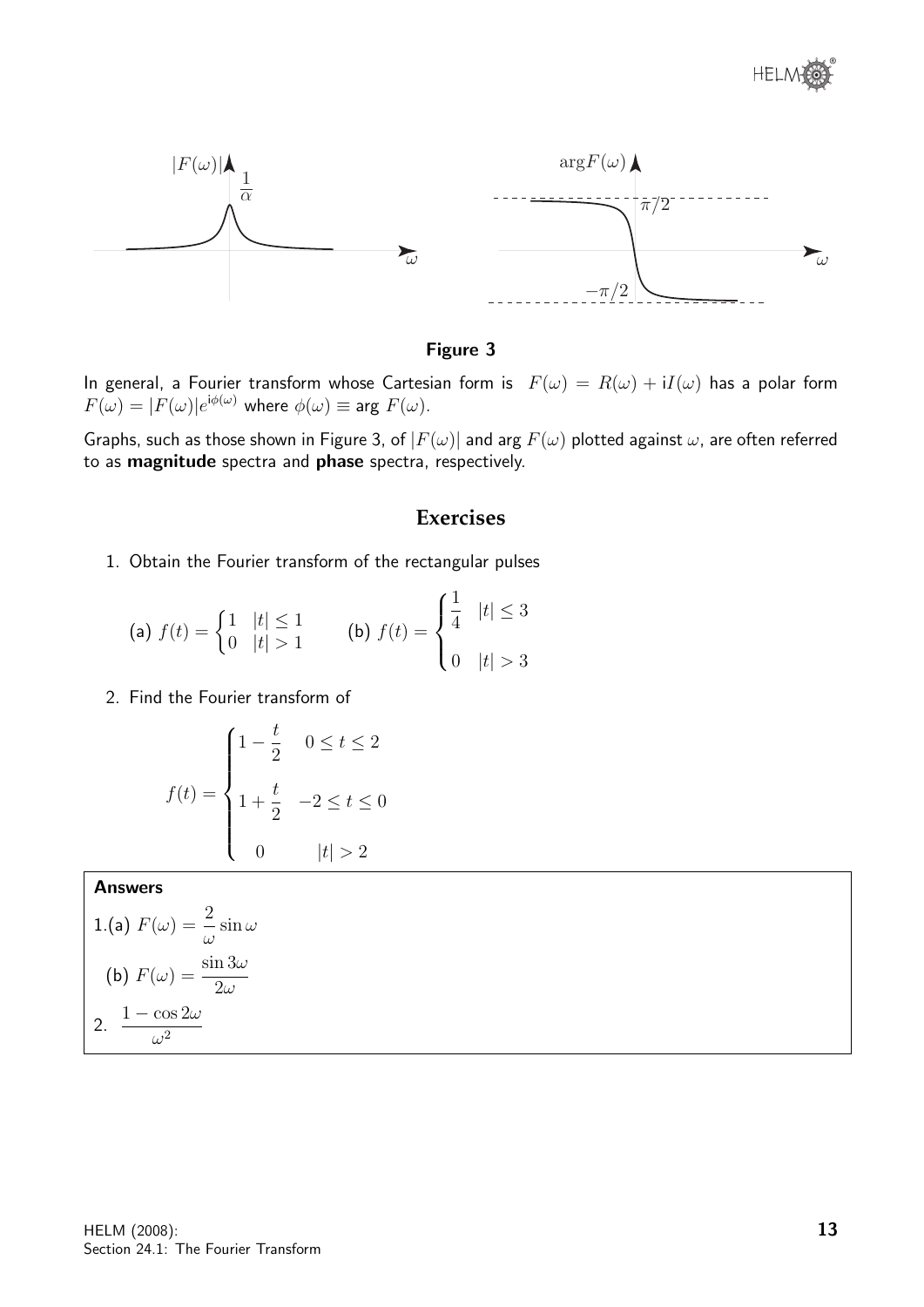$|F(\omega)|$

$\frac{1}{\alpha}$

$\omega$

$\arg F(\omega)$

$\pi/2$

$-\pi/2$

$\omega$

**Figure 3**

In general, a Fourier transform whose Cartesian form is $F(\omega) = R(\omega) + \mathrm{i}I(\omega)$ has a polar form $F(\omega) = |F(\omega)|e^{\mathrm{i}\phi(\omega)}$ where $\phi(\omega) \equiv \arg F(\omega)$.

Graphs, such as those shown in Figure 3, of $|F(\omega)|$ and $\arg F(\omega)$ plotted against $\omega$, are often referred to as **magnitude** spectra and **phase** spectra, respectively.

## Exercises

1. Obtain the Fourier transform of the rectangular pulses

(a) $f(t) = \begin{cases} 1 & |t| \leq 1 \\ 0 & |t| > 1 \end{cases}$ (b) $f(t) = \begin{cases} \dfrac{1}{4} & |t| \leq 3 \\ 0 & |t| > 3 \end{cases}$

2. Find the Fourier transform of

$$f(t) = \begin{cases} 1 - \dfrac{t}{2} & 0 \leq t \leq 2 \\ 1 + \dfrac{t}{2} & -2 \leq t \leq 0 \\ 0 & |t| > 2 \end{cases}$$

**Answers**

1.(a) $F(\omega) = \dfrac{2}{\omega}\sin\omega$

(b) $F(\omega) = \dfrac{\sin 3\omega}{2\omega}$

2. $\dfrac{1 - \cos 2\omega}{\omega^2}$